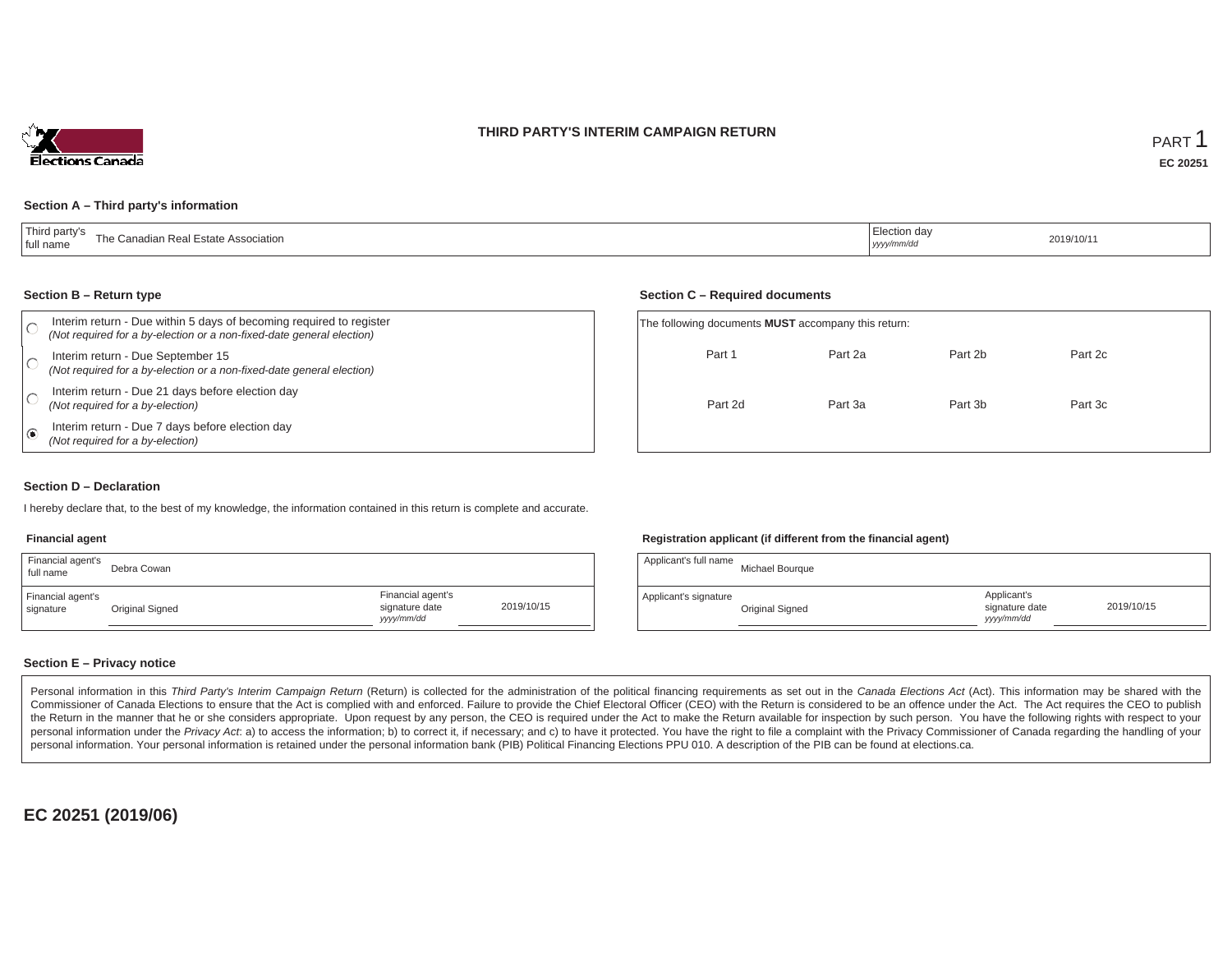# THIRD PARTY'S INTERIM CAMPAIGN RETURN

PART 1

**EC 20251**

## Section A – Third party's information

| Third party's full name | The Canadian Real Estate Association | Election day *yyyy/mm/dd* | 2019/10/11 |
|---|---|---|---|

## Section B – Return type

- ○ Interim return - Due within 5 days of becoming required to register *(Not required for a by-election or a non-fixed-date general election)*
- ○ Interim return - Due September 15 *(Not required for a by-election or a non-fixed-date general election)*
- ○ Interim return - Due 21 days before election day *(Not required for a by-election)*
- ◉ Interim return - Due 7 days before election day *(Not required for a by-election)*

## Section C – Required documents

The following documents **MUST** accompany this return:

| Part 1 | Part 2a | Part 2b | Part 2c |
|---|---|---|---|
| Part 2d | Part 3a | Part 3b | Part 3c |

## Section D – Declaration

I hereby declare that, to the best of my knowledge, the information contained in this return is complete and accurate.

### Financial agent

| Financial agent's full name | Debra Cowan | | |
|---|---|---|---|
| Financial agent's signature | Original Signed | Financial agent's signature date *yyyy/mm/dd* | 2019/10/15 |

### Registration applicant (if different from the financial agent)

| Applicant's full name | Michael Bourque | | |
|---|---|---|---|
| Applicant's signature | Original Signed | Applicant's signature date *yyyy/mm/dd* | 2019/10/15 |

## Section E – Privacy notice

Personal information in this *Third Party's Interim Campaign Return* (Return) is collected for the administration of the political financing requirements as set out in the *Canada Elections Act* (Act). This information may be shared with the Commissioner of Canada Elections to ensure that the Act is complied with and enforced. Failure to provide the Chief Electoral Officer (CEO) with the Return is considered to be an offence under the Act. The Act requires the CEO to publish the Return in the manner that he or she considers appropriate. Upon request by any person, the CEO is required under the Act to make the Return available for inspection by such person. You have the following rights with respect to your personal information under the *Privacy Act*: a) to access the information; b) to correct it, if necessary; and c) to have it protected. You have the right to file a complaint with the Privacy Commissioner of Canada regarding the handling of your personal information. Your personal information is retained under the personal information bank (PIB) Political Financing Elections PPU 010. A description of the PIB can be found at elections.ca.

**EC 20251 (2019/06)**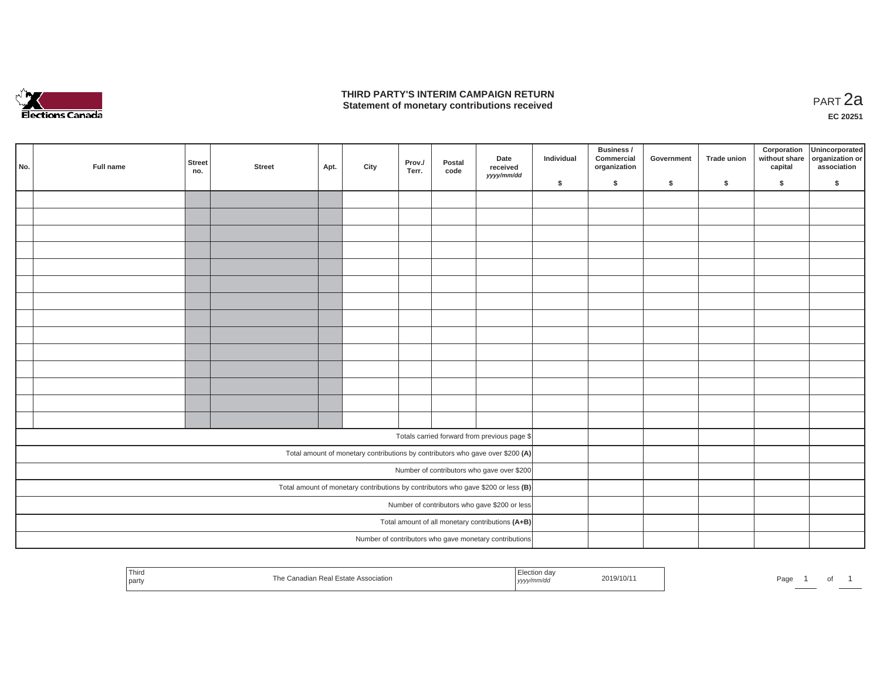# THIRD PARTY'S INTERIM CAMPAIGN RETURN
## Statement of monetary contributions received

PART 2a

**EC 20251**

| No. | Full name | Street no. | Street | Apt. | City | Prov./ Terr. | Postal code | Date received *yyyy/mm/dd* | Individual $ | Business / Commercial organization $ | Government $ | Trade union $ | Corporation without share capital $ | Unincorporated organization or association $ |
|---|---|---|---|---|---|---|---|---|---|---|---|---|---|---|
| | | | | | | | | | | | | | | |
| | | | | | | | | | | | | | | |
| | | | | | | | | | | | | | | |
| | | | | | | | | | | | | | | |
| | | | | | | | | | | | | | | |
| | | | | | | | | | | | | | | |
| | | | | | | | | | | | | | | |
| | | | | | | | | | | | | | | |
| | | | | | | | | | | | | | | |
| | | | | | | | | | | | | | | |
| | | | | | | | | | | | | | | |
| | | | | | | | | | | | | | | |
| | | | | | | | | | | | | | | |
| | | | | | | | | | | | | | | |
| Totals carried forward from previous page $ | | | | | | | | | | | | | | |
| Total amount of monetary contributions by contributors who gave over $200 **(A)** | | | | | | | | | | | | | | |
| Number of contributors who gave over $200 | | | | | | | | | | | | | | |
| Total amount of monetary contributions by contributors who gave $200 or less **(B)** | | | | | | | | | | | | | | |
| Number of contributors who gave $200 or less | | | | | | | | | | | | | | |
| Total amount of all monetary contributions **(A+B)** | | | | | | | | | | | | | | |
| Number of contributors who gave monetary contributions | | | | | | | | | | | | | | |

| Third party | The Canadian Real Estate Association | Election day *yyyy/mm/dd* | 2019/10/11 |
|---|---|---|---|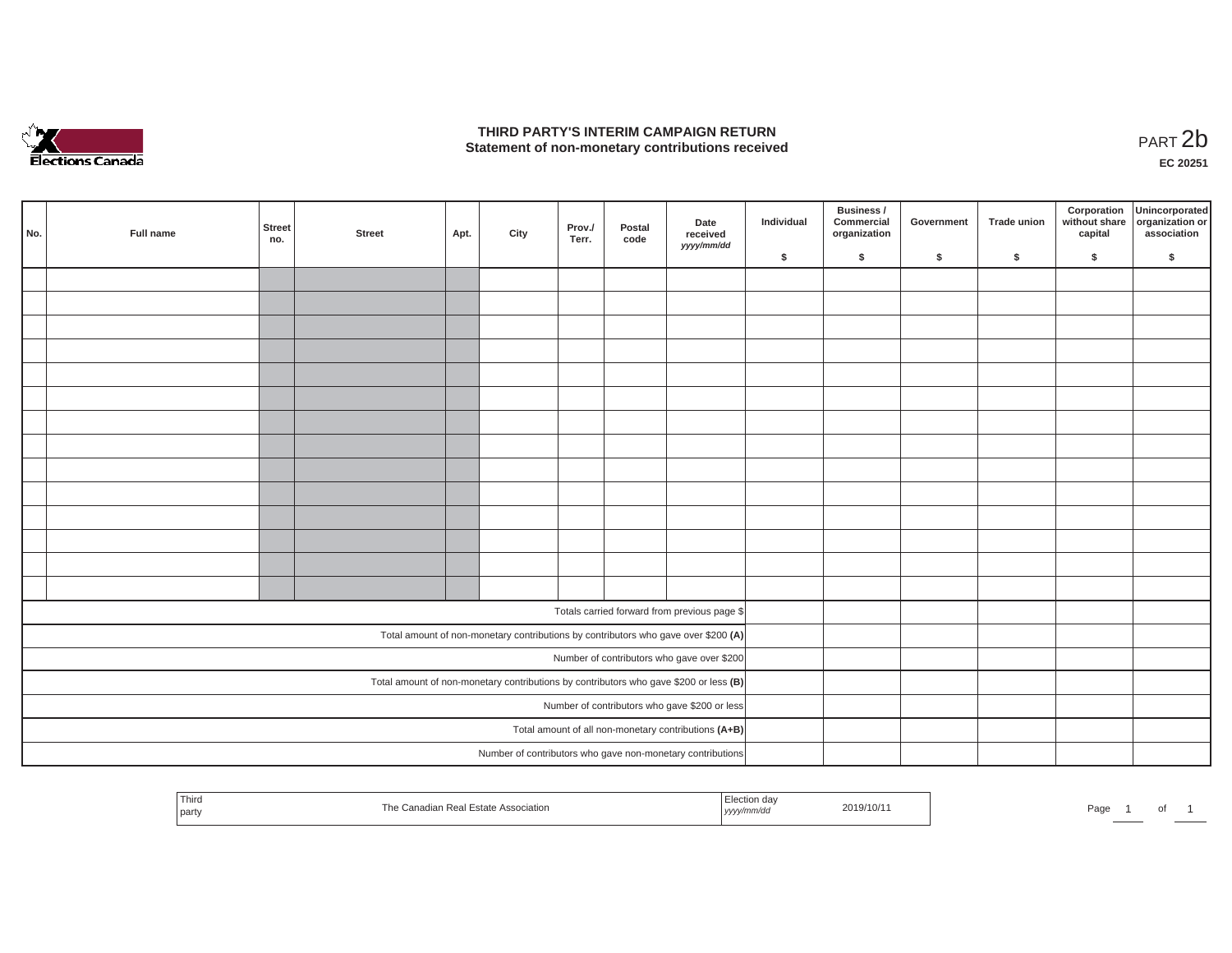# THIRD PARTY'S INTERIM CAMPAIGN RETURN
## Statement of non-monetary contributions received

PART 2b

**EC 20251**

| No. | Full name | Street no. | Street | Apt. | City | Prov./ Terr. | Postal code | Date received *yyyy/mm/dd* | Individual $ | Business / Commercial organization $ | Government $ | Trade union $ | Corporation without share capital $ | Unincorporated organization or association $ |
|---|---|---|---|---|---|---|---|---|---|---|---|---|---|---|
| | | | | | | | | | | | | | | |
| | | | | | | | | | | | | | | |
| | | | | | | | | | | | | | | |
| | | | | | | | | | | | | | | |
| | | | | | | | | | | | | | | |
| | | | | | | | | | | | | | | |
| | | | | | | | | | | | | | | |
| | | | | | | | | | | | | | | |
| | | | | | | | | | | | | | | |
| | | | | | | | | | | | | | | |
| | | | | | | | | | | | | | | |
| | | | | | | | | | | | | | | |
| | | | | | | | | | | | | | | |
| | | | | | | | | | | | | | | |
| Totals carried forward from previous page $ | | | | | | | | | | | | | | |
| Total amount of non-monetary contributions by contributors who gave over $200 **(A)** | | | | | | | | | | | | | | |
| Number of contributors who gave over $200 | | | | | | | | | | | | | | |
| Total amount of non-monetary contributions by contributors who gave $200 or less **(B)** | | | | | | | | | | | | | | |
| Number of contributors who gave $200 or less | | | | | | | | | | | | | | |
| Total amount of all non-monetary contributions **(A+B)** | | | | | | | | | | | | | | |
| Number of contributors who gave non-monetary contributions | | | | | | | | | | | | | | |

| Third party | The Canadian Real Estate Association | Election day *yyyy/mm/dd* | 2019/10/11 |
|---|---|---|---|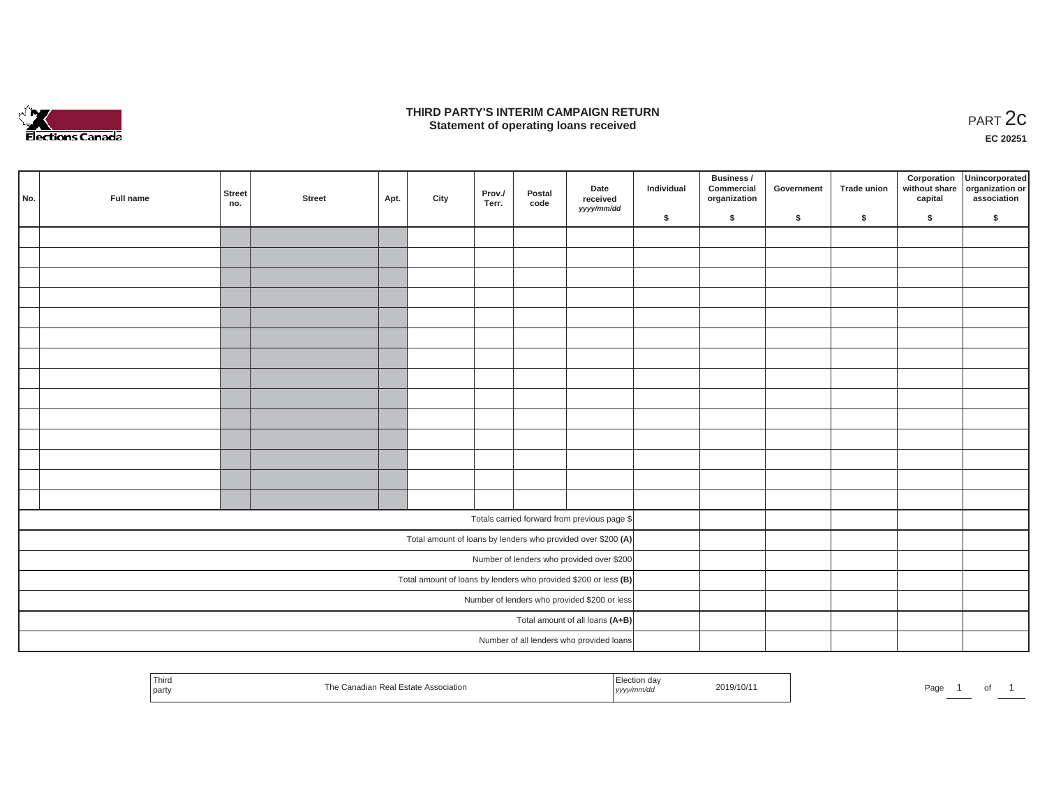# THIRD PARTY'S INTERIM CAMPAIGN RETURN
## Statement of operating loans received

PART 2c

**EC 20251**

| No. | Full name | Street no. | Street | Apt. | City | Prov./ Terr. | Postal code | Date received *yyyy/mm/dd* | Individual $ | Business / Commercial organization $ | Government $ | Trade union $ | Corporation without share capital $ | Unincorporated organization or association $ |
|---|---|---|---|---|---|---|---|---|---|---|---|---|---|---|
| | | | | | | | | | | | | | | |
| | | | | | | | | | | | | | | |
| | | | | | | | | | | | | | | |
| | | | | | | | | | | | | | | |
| | | | | | | | | | | | | | | |
| | | | | | | | | | | | | | | |
| | | | | | | | | | | | | | | |
| | | | | | | | | | | | | | | |
| | | | | | | | | | | | | | | |
| | | | | | | | | | | | | | | |
| | | | | | | | | | | | | | | |
| | | | | | | | | | | | | | | |
| | | | | | | | | | | | | | | |
| | | | | | | | | | | | | | | |
| Totals carried forward from previous page $ | | | | | | | | | | | | | | |
| Total amount of loans by lenders who provided over $200 **(A)** | | | | | | | | | | | | | | |
| Number of lenders who provided over $200 | | | | | | | | | | | | | | |
| Total amount of loans by lenders who provided $200 or less **(B)** | | | | | | | | | | | | | | |
| Number of lenders who provided $200 or less | | | | | | | | | | | | | | |
| Total amount of all loans **(A+B)** | | | | | | | | | | | | | | |
| Number of all lenders who provided loans | | | | | | | | | | | | | | |

| Third party | The Canadian Real Estate Association | Election day *yyyy/mm/dd* | 2019/10/11 |
|---|---|---|---|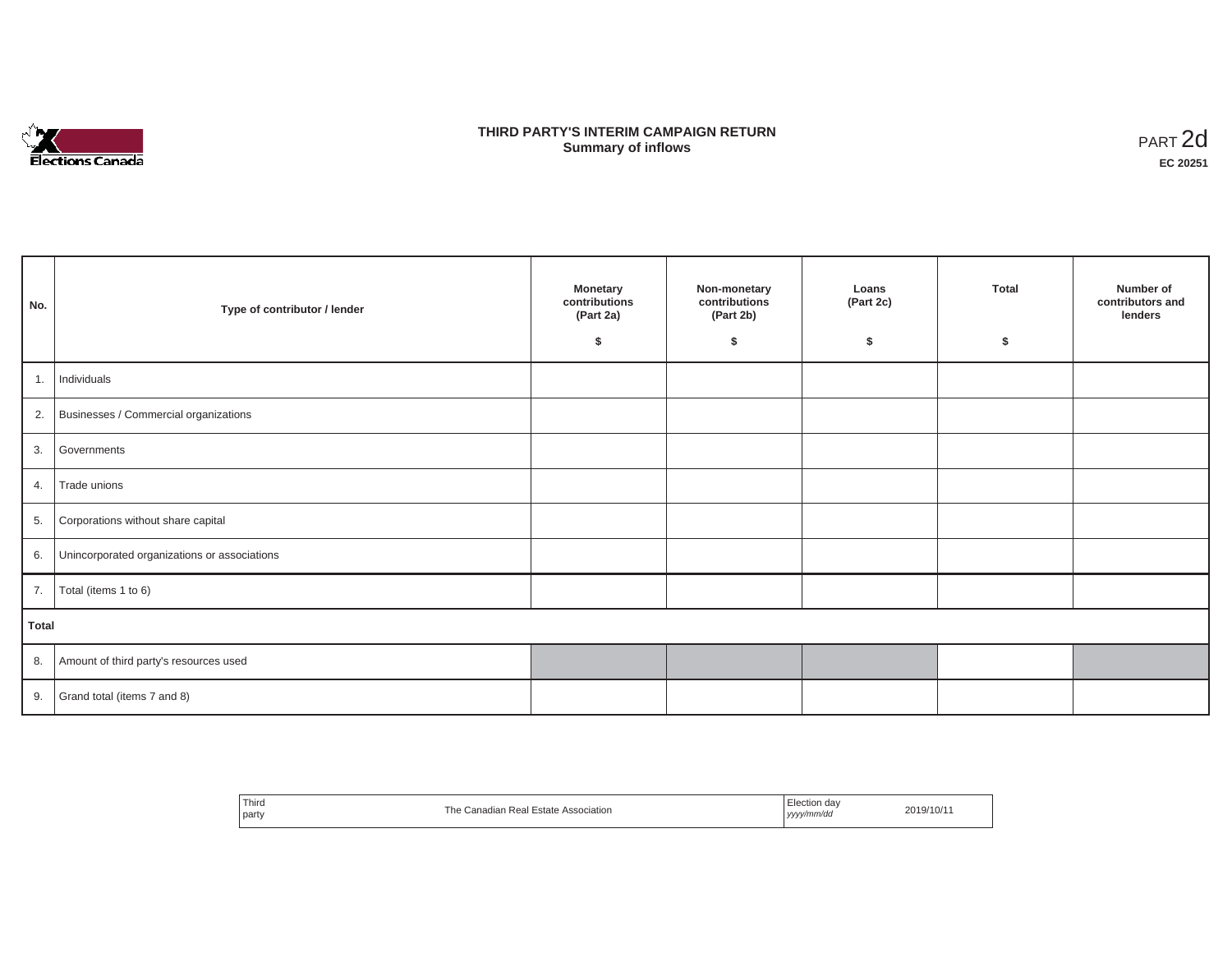# THIRD PARTY'S INTERIM CAMPAIGN RETURN
## Summary of inflows

PART 2d

**EC 20251**

| No. | Type of contributor / lender | Monetary contributions (Part 2a) $ | Non-monetary contributions (Part 2b) $ | Loans (Part 2c) $ | Total $ | Number of contributors and lenders |
|---|---|---|---|---|---|---|
| 1. | Individuals | | | | | |
| 2. | Businesses / Commercial organizations | | | | | |
| 3. | Governments | | | | | |
| 4. | Trade unions | | | | | |
| 5. | Corporations without share capital | | | | | |
| 6. | Unincorporated organizations or associations | | | | | |
| 7. | Total (items 1 to 6) | | | | | |
| **Total** | | | | | | |
| 8. | Amount of third party's resources used | | | | | |
| 9. | Grand total (items 7 and 8) | | | | | |

| Third party | The Canadian Real Estate Association | Election day *yyyy/mm/dd* | 2019/10/11 |
|---|---|---|---|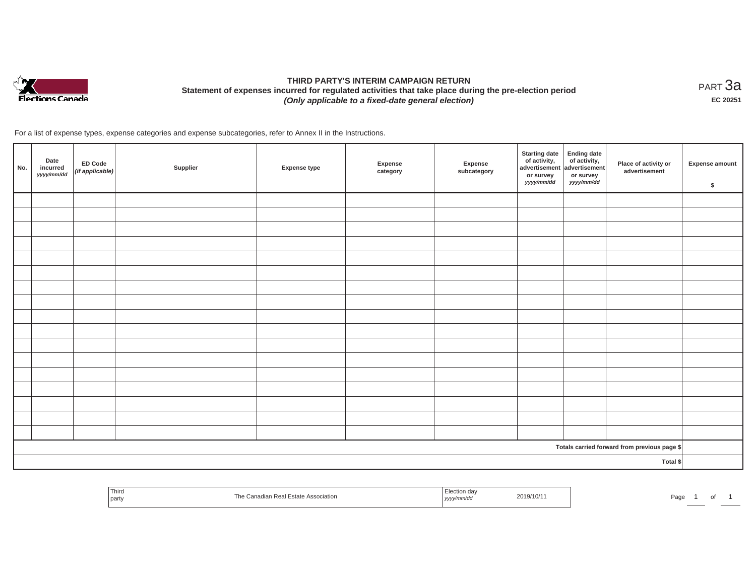# THIRD PARTY'S INTERIM CAMPAIGN RETURN

## Statement of expenses incurred for regulated activities that take place during the pre-election period

***(Only applicable to a fixed-date general election)***

PART 3a

**EC 20251**

For a list of expense types, expense categories and expense subcategories, refer to Annex II in the Instructions.

| No. | Date incurred *yyyy/mm/dd* | ED Code *(if applicable)* | Supplier | Expense type | Expense category | Expense subcategory | Starting date of activity, advertisement or survey *yyyy/mm/dd* | Ending date of activity, advertisement or survey *yyyy/mm/dd* | Place of activity or advertisement | Expense amount $ |
|---|---|---|---|---|---|---|---|---|---|---|
| | | | | | | | | | | |
| | | | | | | | | | | |
| | | | | | | | | | | |
| | | | | | | | | | | |
| | | | | | | | | | | |
| | | | | | | | | | | |
| | | | | | | | | | | |
| | | | | | | | | | | |
| | | | | | | | | | | |
| | | | | | | | | | | |
| | | | | | | | | | | |
| | | | | | | | | | | |
| | | | | | | | | | | |
| | | | | | | | | | | |
| | | | | | | | | | | |
| | | | | | | | | | | |
| | | | | | | | | | | |
| | | | | | | | | | Totals carried forward from previous page $ | |
| | | | | | | | | | Total $ | |

| Third party | The Canadian Real Estate Association | Election day *yyyy/mm/dd* | 2019/10/11 |
|---|---|---|---|

Page 1 of 1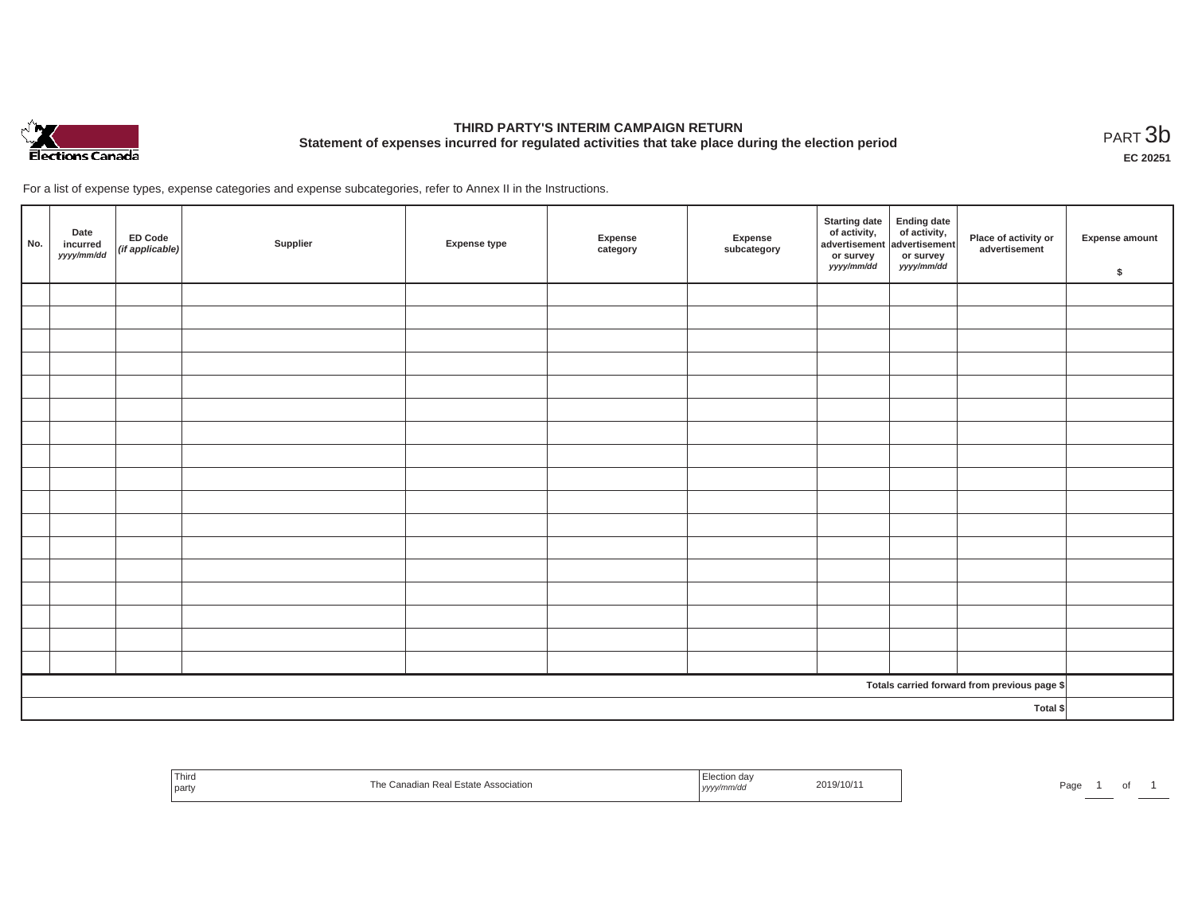# THIRD PARTY'S INTERIM CAMPAIGN RETURN

## Statement of expenses incurred for regulated activities that take place during the election period

PART 3b

**EC 20251**

For a list of expense types, expense categories and expense subcategories, refer to Annex II in the Instructions.

| No. | Date incurred *yyyy/mm/dd* | ED Code *(if applicable)* | Supplier | Expense type | Expense category | Expense subcategory | Starting date of activity, advertisement or survey *yyyy/mm/dd* | Ending date of activity, advertisement or survey *yyyy/mm/dd* | Place of activity or advertisement | Expense amount $ |
|---|---|---|---|---|---|---|---|---|---|---|
| | | | | | | | | | | |
| | | | | | | | | | | |
| | | | | | | | | | | |
| | | | | | | | | | | |
| | | | | | | | | | | |
| | | | | | | | | | | |
| | | | | | | | | | | |
| | | | | | | | | | | |
| | | | | | | | | | | |
| | | | | | | | | | | |
| | | | | | | | | | | |
| | | | | | | | | | | |
| | | | | | | | | | | |
| | | | | | | | | | | |
| | | | | | | | | | | |
| | | | | | | | | | | |
| | | | | | | | | | | |
| Totals carried forward from previous page $ | | | | | | | | | | |
| Total $ | | | | | | | | | | |

| Third party | The Canadian Real Estate Association | Election day *yyyy/mm/dd* | 2019/10/11 |
|---|---|---|---|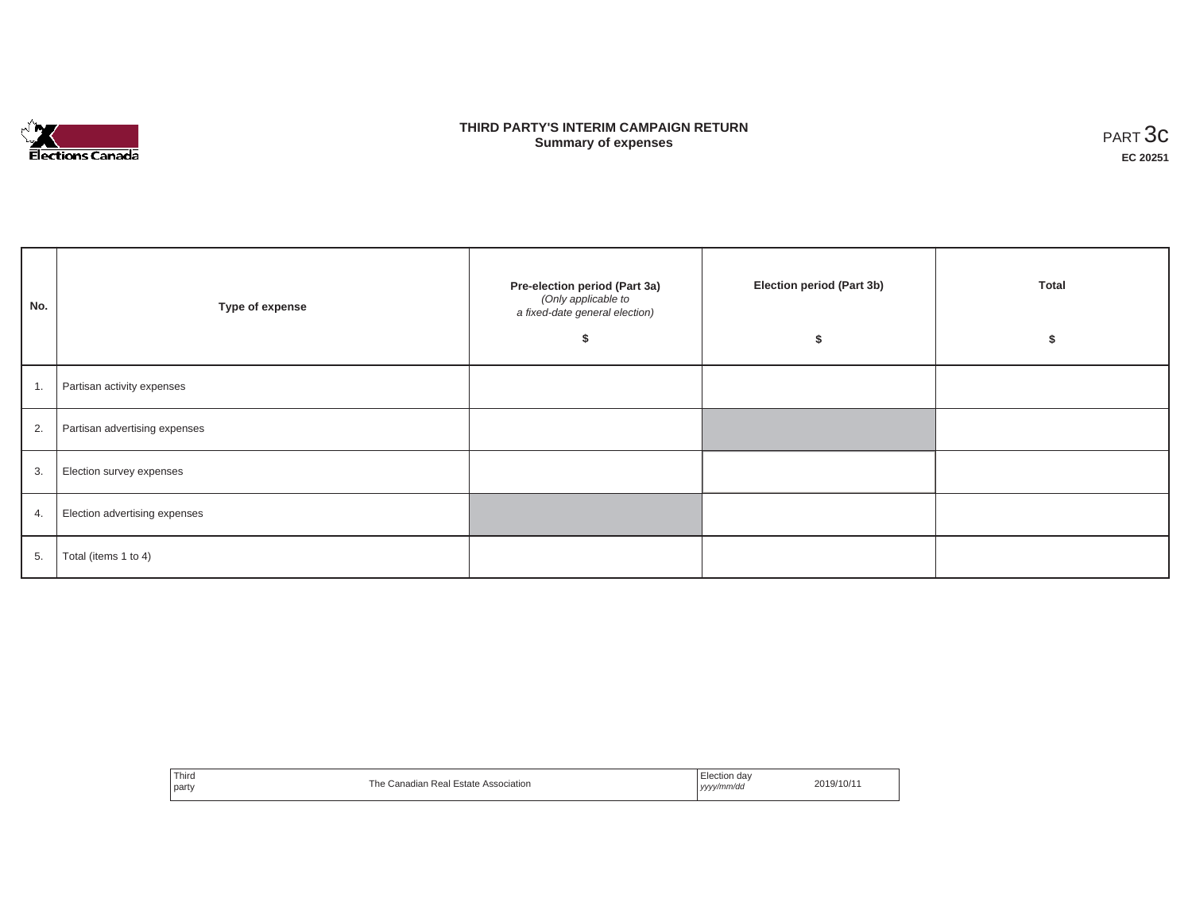# THIRD PARTY'S INTERIM CAMPAIGN RETURN
## Summary of expenses

PART 3c

**EC 20251**

| No. | Type of expense | Pre-election period (Part 3a) *(Only applicable to a fixed-date general election)* $ | Election period (Part 3b) $ | Total $ |
|---|---|---|---|---|
| 1. | Partisan activity expenses | | | |
| 2. | Partisan advertising expenses | | | |
| 3. | Election survey expenses | | | |
| 4. | Election advertising expenses | | | |
| 5. | Total (items 1 to 4) | | | |

| | | | |
|---|---|---|---|
| Third party | The Canadian Real Estate Association | Election day *yyyy/mm/dd* | 2019/10/11 |